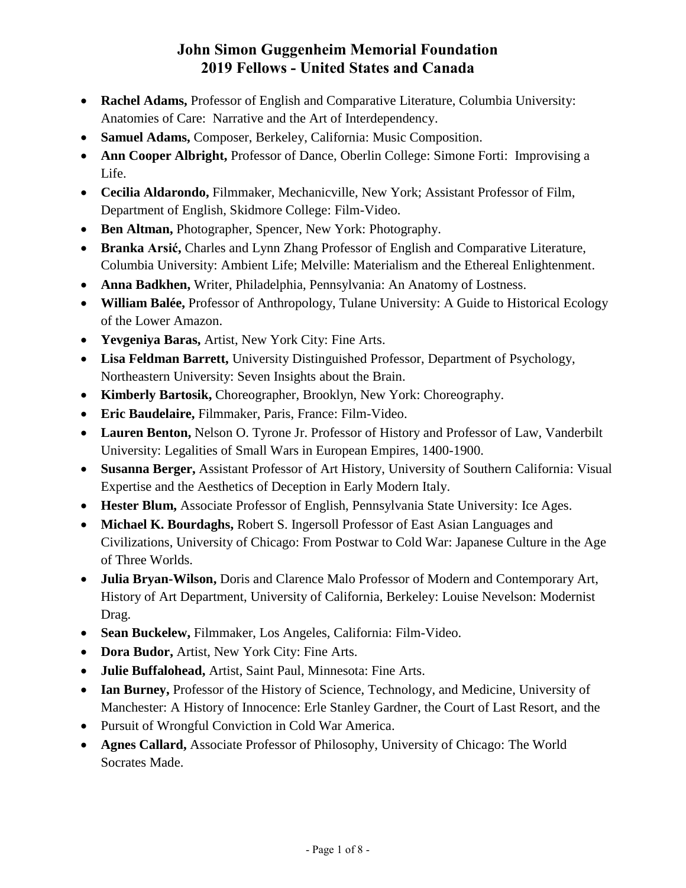# John Simon Guggenheim Memorial Foundation
# 2019 Fellows - United States and Canada

- **Rachel Adams,** Professor of English and Comparative Literature, Columbia University: Anatomies of Care: Narrative and the Art of Interdependency.
- **Samuel Adams,** Composer, Berkeley, California: Music Composition.
- **Ann Cooper Albright,** Professor of Dance, Oberlin College: Simone Forti: Improvising a Life.
- **Cecilia Aldarondo,** Filmmaker, Mechanicville, New York; Assistant Professor of Film, Department of English, Skidmore College: Film-Video.
- **Ben Altman,** Photographer, Spencer, New York: Photography.
- **Branka Arsić,** Charles and Lynn Zhang Professor of English and Comparative Literature, Columbia University: Ambient Life; Melville: Materialism and the Ethereal Enlightenment.
- **Anna Badkhen,** Writer, Philadelphia, Pennsylvania: An Anatomy of Lostness.
- **William Balée,** Professor of Anthropology, Tulane University: A Guide to Historical Ecology of the Lower Amazon.
- **Yevgeniya Baras,** Artist, New York City: Fine Arts.
- **Lisa Feldman Barrett,** University Distinguished Professor, Department of Psychology, Northeastern University: Seven Insights about the Brain.
- **Kimberly Bartosik,** Choreographer, Brooklyn, New York: Choreography.
- **Eric Baudelaire,** Filmmaker, Paris, France: Film-Video.
- **Lauren Benton,** Nelson O. Tyrone Jr. Professor of History and Professor of Law, Vanderbilt University: Legalities of Small Wars in European Empires, 1400-1900.
- **Susanna Berger,** Assistant Professor of Art History, University of Southern California: Visual Expertise and the Aesthetics of Deception in Early Modern Italy.
- **Hester Blum,** Associate Professor of English, Pennsylvania State University: Ice Ages.
- **Michael K. Bourdaghs,** Robert S. Ingersoll Professor of East Asian Languages and Civilizations, University of Chicago: From Postwar to Cold War: Japanese Culture in the Age of Three Worlds.
- **Julia Bryan-Wilson,** Doris and Clarence Malo Professor of Modern and Contemporary Art, History of Art Department, University of California, Berkeley: Louise Nevelson: Modernist Drag.
- **Sean Buckelew,** Filmmaker, Los Angeles, California: Film-Video.
- **Dora Budor,** Artist, New York City: Fine Arts.
- **Julie Buffalohead,** Artist, Saint Paul, Minnesota: Fine Arts.
- **Ian Burney,** Professor of the History of Science, Technology, and Medicine, University of Manchester: A History of Innocence: Erle Stanley Gardner, the Court of Last Resort, and the
- Pursuit of Wrongful Conviction in Cold War America.
- **Agnes Callard,** Associate Professor of Philosophy, University of Chicago: The World Socrates Made.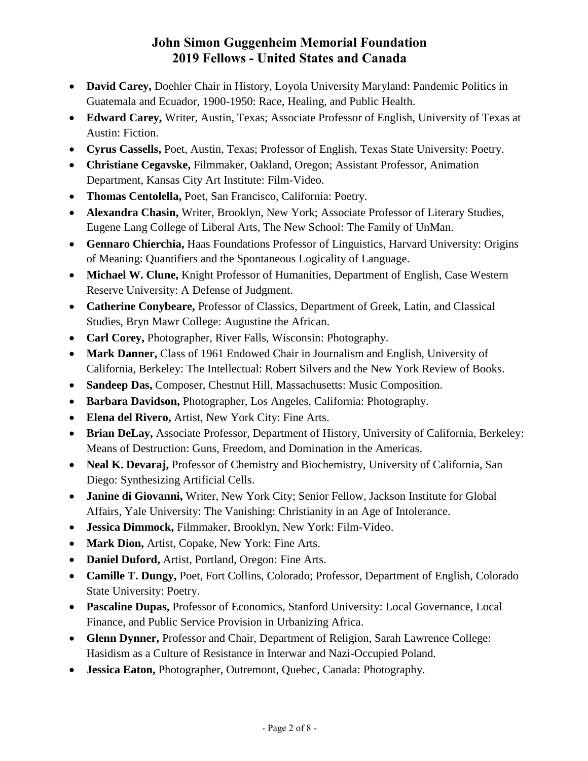# John Simon Guggenheim Memorial Foundation
# 2019 Fellows - United States and Canada

- **David Carey,** Doehler Chair in History, Loyola University Maryland: Pandemic Politics in Guatemala and Ecuador, 1900-1950: Race, Healing, and Public Health.
- **Edward Carey,** Writer, Austin, Texas; Associate Professor of English, University of Texas at Austin: Fiction.
- **Cyrus Cassells,** Poet, Austin, Texas; Professor of English, Texas State University: Poetry.
- **Christiane Cegavske,** Filmmaker, Oakland, Oregon; Assistant Professor, Animation Department, Kansas City Art Institute: Film-Video.
- **Thomas Centolella,** Poet, San Francisco, California: Poetry.
- **Alexandra Chasin,** Writer, Brooklyn, New York; Associate Professor of Literary Studies, Eugene Lang College of Liberal Arts, The New School: The Family of UnMan.
- **Gennaro Chierchia,** Haas Foundations Professor of Linguistics, Harvard University: Origins of Meaning: Quantifiers and the Spontaneous Logicality of Language.
- **Michael W. Clune,** Knight Professor of Humanities, Department of English, Case Western Reserve University: A Defense of Judgment.
- **Catherine Conybeare,** Professor of Classics, Department of Greek, Latin, and Classical Studies, Bryn Mawr College: Augustine the African.
- **Carl Corey,** Photographer, River Falls, Wisconsin: Photography.
- **Mark Danner,** Class of 1961 Endowed Chair in Journalism and English, University of California, Berkeley: The Intellectual: Robert Silvers and the New York Review of Books.
- **Sandeep Das,** Composer, Chestnut Hill, Massachusetts: Music Composition.
- **Barbara Davidson,** Photographer, Los Angeles, California: Photography.
- **Elena del Rivero,** Artist, New York City: Fine Arts.
- **Brian DeLay,** Associate Professor, Department of History, University of California, Berkeley: Means of Destruction: Guns, Freedom, and Domination in the Americas.
- **Neal K. Devaraj,** Professor of Chemistry and Biochemistry, University of California, San Diego: Synthesizing Artificial Cells.
- **Janine di Giovanni,** Writer, New York City; Senior Fellow, Jackson Institute for Global Affairs, Yale University: The Vanishing: Christianity in an Age of Intolerance.
- **Jessica Dimmock,** Filmmaker, Brooklyn, New York: Film-Video.
- **Mark Dion,** Artist, Copake, New York: Fine Arts.
- **Daniel Duford,** Artist, Portland, Oregon: Fine Arts.
- **Camille T. Dungy,** Poet, Fort Collins, Colorado; Professor, Department of English, Colorado State University: Poetry.
- **Pascaline Dupas,** Professor of Economics, Stanford University: Local Governance, Local Finance, and Public Service Provision in Urbanizing Africa.
- **Glenn Dynner,** Professor and Chair, Department of Religion, Sarah Lawrence College: Hasidism as a Culture of Resistance in Interwar and Nazi-Occupied Poland.
- **Jessica Eaton,** Photographer, Outremont, Quebec, Canada: Photography.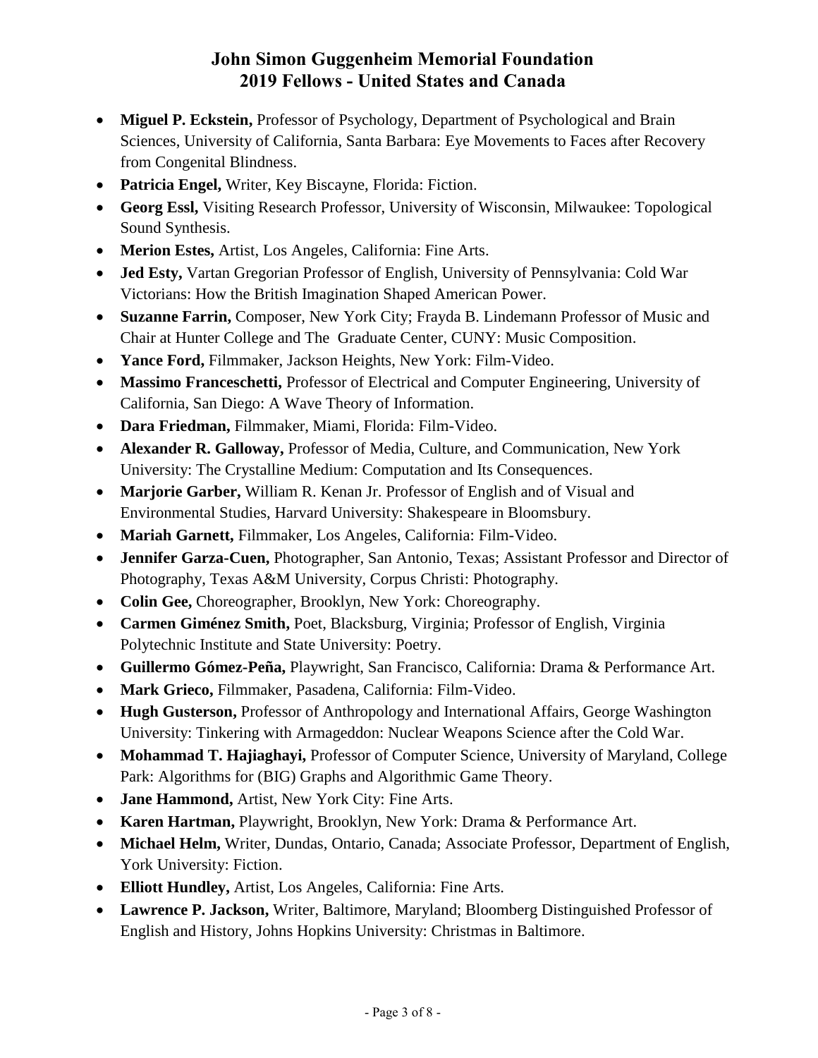## John Simon Guggenheim Memorial Foundation
## 2019 Fellows - United States and Canada

- **Miguel P. Eckstein,** Professor of Psychology, Department of Psychological and Brain Sciences, University of California, Santa Barbara: Eye Movements to Faces after Recovery from Congenital Blindness.
- **Patricia Engel,** Writer, Key Biscayne, Florida: Fiction.
- **Georg Essl,** Visiting Research Professor, University of Wisconsin, Milwaukee: Topological Sound Synthesis.
- **Merion Estes,** Artist, Los Angeles, California: Fine Arts.
- **Jed Esty,** Vartan Gregorian Professor of English, University of Pennsylvania: Cold War Victorians: How the British Imagination Shaped American Power.
- **Suzanne Farrin,** Composer, New York City; Frayda B. Lindemann Professor of Music and Chair at Hunter College and The Graduate Center, CUNY: Music Composition.
- **Yance Ford,** Filmmaker, Jackson Heights, New York: Film-Video.
- **Massimo Franceschetti,** Professor of Electrical and Computer Engineering, University of California, San Diego: A Wave Theory of Information.
- **Dara Friedman,** Filmmaker, Miami, Florida: Film-Video.
- **Alexander R. Galloway,** Professor of Media, Culture, and Communication, New York University: The Crystalline Medium: Computation and Its Consequences.
- **Marjorie Garber,** William R. Kenan Jr. Professor of English and of Visual and Environmental Studies, Harvard University: Shakespeare in Bloomsbury.
- **Mariah Garnett,** Filmmaker, Los Angeles, California: Film-Video.
- **Jennifer Garza-Cuen,** Photographer, San Antonio, Texas; Assistant Professor and Director of Photography, Texas A&M University, Corpus Christi: Photography.
- **Colin Gee,** Choreographer, Brooklyn, New York: Choreography.
- **Carmen Giménez Smith,** Poet, Blacksburg, Virginia; Professor of English, Virginia Polytechnic Institute and State University: Poetry.
- **Guillermo Gómez-Peña,** Playwright, San Francisco, California: Drama & Performance Art.
- **Mark Grieco,** Filmmaker, Pasadena, California: Film-Video.
- **Hugh Gusterson,** Professor of Anthropology and International Affairs, George Washington University: Tinkering with Armageddon: Nuclear Weapons Science after the Cold War.
- **Mohammad T. Hajiaghayi,** Professor of Computer Science, University of Maryland, College Park: Algorithms for (BIG) Graphs and Algorithmic Game Theory.
- **Jane Hammond,** Artist, New York City: Fine Arts.
- **Karen Hartman,** Playwright, Brooklyn, New York: Drama & Performance Art.
- **Michael Helm,** Writer, Dundas, Ontario, Canada; Associate Professor, Department of English, York University: Fiction.
- **Elliott Hundley,** Artist, Los Angeles, California: Fine Arts.
- **Lawrence P. Jackson,** Writer, Baltimore, Maryland; Bloomberg Distinguished Professor of English and History, Johns Hopkins University: Christmas in Baltimore.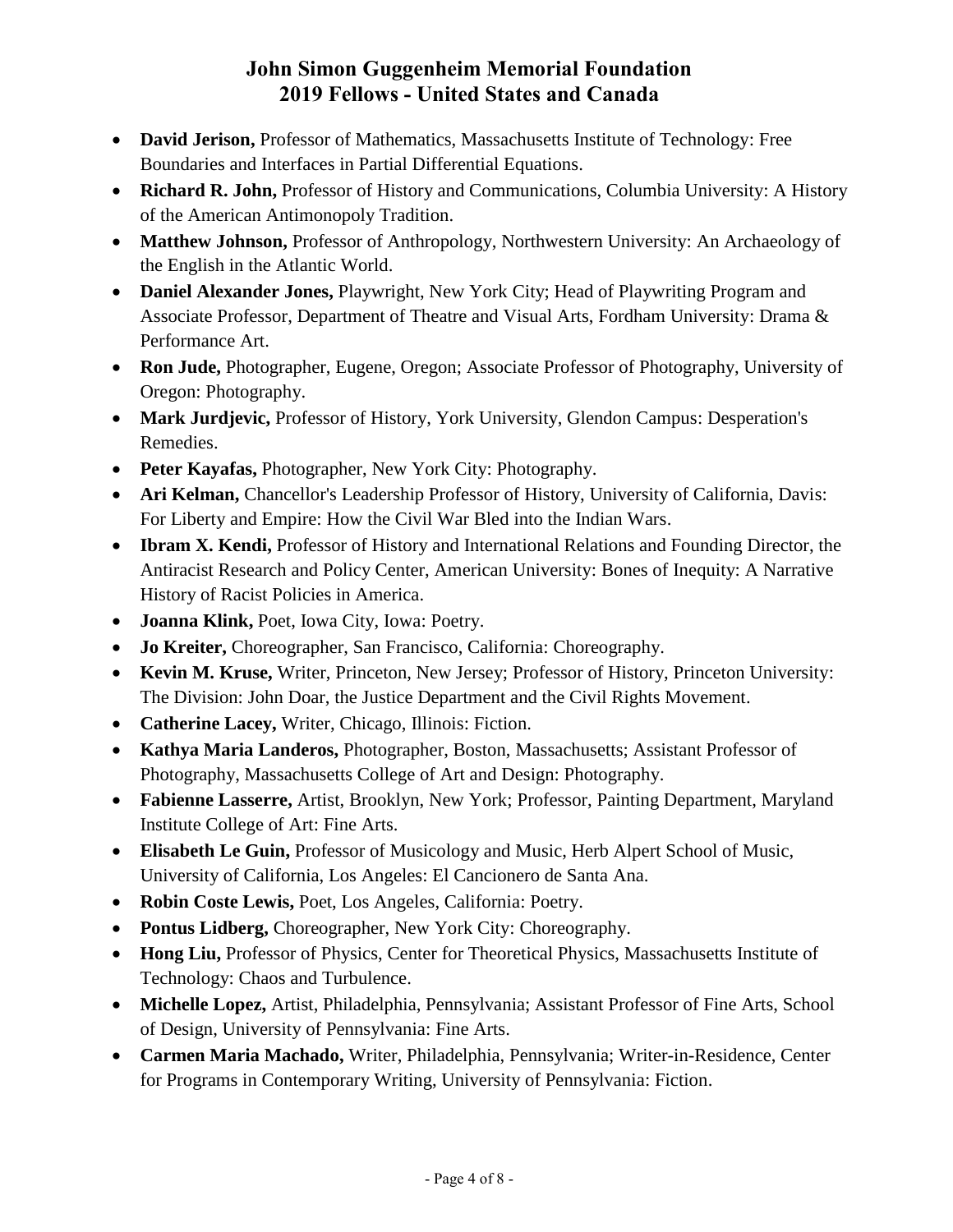# John Simon Guggenheim Memorial Foundation
# 2019 Fellows - United States and Canada

- **David Jerison,** Professor of Mathematics, Massachusetts Institute of Technology: Free Boundaries and Interfaces in Partial Differential Equations.
- **Richard R. John,** Professor of History and Communications, Columbia University: A History of the American Antimonopoly Tradition.
- **Matthew Johnson,** Professor of Anthropology, Northwestern University: An Archaeology of the English in the Atlantic World.
- **Daniel Alexander Jones,** Playwright, New York City; Head of Playwriting Program and Associate Professor, Department of Theatre and Visual Arts, Fordham University: Drama & Performance Art.
- **Ron Jude,** Photographer, Eugene, Oregon; Associate Professor of Photography, University of Oregon: Photography.
- **Mark Jurdjevic,** Professor of History, York University, Glendon Campus: Desperation's Remedies.
- **Peter Kayafas,** Photographer, New York City: Photography.
- **Ari Kelman,** Chancellor's Leadership Professor of History, University of California, Davis: For Liberty and Empire: How the Civil War Bled into the Indian Wars.
- **Ibram X. Kendi,** Professor of History and International Relations and Founding Director, the Antiracist Research and Policy Center, American University: Bones of Inequity: A Narrative History of Racist Policies in America.
- **Joanna Klink,** Poet, Iowa City, Iowa: Poetry.
- **Jo Kreiter,** Choreographer, San Francisco, California: Choreography.
- **Kevin M. Kruse,** Writer, Princeton, New Jersey; Professor of History, Princeton University: The Division: John Doar, the Justice Department and the Civil Rights Movement.
- **Catherine Lacey,** Writer, Chicago, Illinois: Fiction.
- **Kathya Maria Landeros,** Photographer, Boston, Massachusetts; Assistant Professor of Photography, Massachusetts College of Art and Design: Photography.
- **Fabienne Lasserre,** Artist, Brooklyn, New York; Professor, Painting Department, Maryland Institute College of Art: Fine Arts.
- **Elisabeth Le Guin,** Professor of Musicology and Music, Herb Alpert School of Music, University of California, Los Angeles: El Cancionero de Santa Ana.
- **Robin Coste Lewis,** Poet, Los Angeles, California: Poetry.
- **Pontus Lidberg,** Choreographer, New York City: Choreography.
- **Hong Liu,** Professor of Physics, Center for Theoretical Physics, Massachusetts Institute of Technology: Chaos and Turbulence.
- **Michelle Lopez,** Artist, Philadelphia, Pennsylvania; Assistant Professor of Fine Arts, School of Design, University of Pennsylvania: Fine Arts.
- **Carmen Maria Machado,** Writer, Philadelphia, Pennsylvania; Writer-in-Residence, Center for Programs in Contemporary Writing, University of Pennsylvania: Fiction.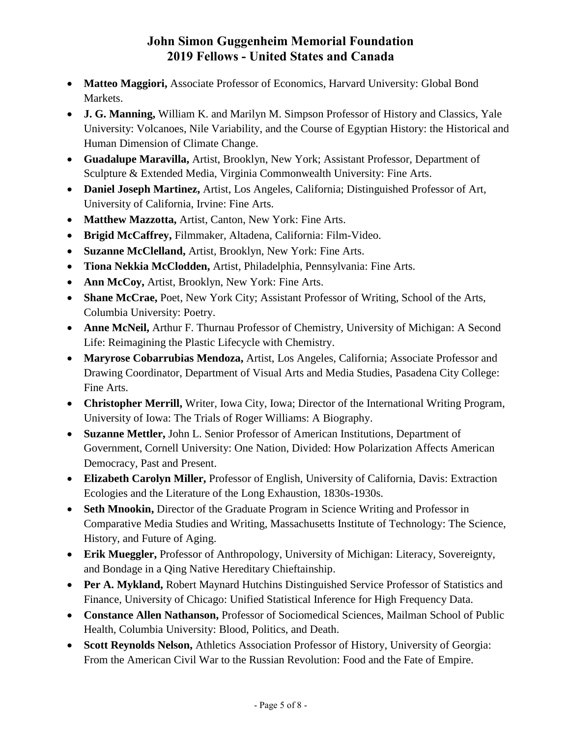# John Simon Guggenheim Memorial Foundation
# 2019 Fellows - United States and Canada

- **Matteo Maggiori,** Associate Professor of Economics, Harvard University: Global Bond Markets.
- **J. G. Manning,** William K. and Marilyn M. Simpson Professor of History and Classics, Yale University: Volcanoes, Nile Variability, and the Course of Egyptian History: the Historical and Human Dimension of Climate Change.
- **Guadalupe Maravilla,** Artist, Brooklyn, New York; Assistant Professor, Department of Sculpture & Extended Media, Virginia Commonwealth University: Fine Arts.
- **Daniel Joseph Martinez,** Artist, Los Angeles, California; Distinguished Professor of Art, University of California, Irvine: Fine Arts.
- **Matthew Mazzotta,** Artist, Canton, New York: Fine Arts.
- **Brigid McCaffrey,** Filmmaker, Altadena, California: Film-Video.
- **Suzanne McClelland,** Artist, Brooklyn, New York: Fine Arts.
- **Tiona Nekkia McClodden,** Artist, Philadelphia, Pennsylvania: Fine Arts.
- **Ann McCoy,** Artist, Brooklyn, New York: Fine Arts.
- **Shane McCrae,** Poet, New York City; Assistant Professor of Writing, School of the Arts, Columbia University: Poetry.
- **Anne McNeil,** Arthur F. Thurnau Professor of Chemistry, University of Michigan: A Second Life: Reimagining the Plastic Lifecycle with Chemistry.
- **Maryrose Cobarrubias Mendoza,** Artist, Los Angeles, California; Associate Professor and Drawing Coordinator, Department of Visual Arts and Media Studies, Pasadena City College: Fine Arts.
- **Christopher Merrill,** Writer, Iowa City, Iowa; Director of the International Writing Program, University of Iowa: The Trials of Roger Williams: A Biography.
- **Suzanne Mettler,** John L. Senior Professor of American Institutions, Department of Government, Cornell University: One Nation, Divided: How Polarization Affects American Democracy, Past and Present.
- **Elizabeth Carolyn Miller,** Professor of English, University of California, Davis: Extraction Ecologies and the Literature of the Long Exhaustion, 1830s-1930s.
- **Seth Mnookin,** Director of the Graduate Program in Science Writing and Professor in Comparative Media Studies and Writing, Massachusetts Institute of Technology: The Science, History, and Future of Aging.
- **Erik Mueggler,** Professor of Anthropology, University of Michigan: Literacy, Sovereignty, and Bondage in a Qing Native Hereditary Chieftainship.
- **Per A. Mykland,** Robert Maynard Hutchins Distinguished Service Professor of Statistics and Finance, University of Chicago: Unified Statistical Inference for High Frequency Data.
- **Constance Allen Nathanson,** Professor of Sociomedical Sciences, Mailman School of Public Health, Columbia University: Blood, Politics, and Death.
- **Scott Reynolds Nelson,** Athletics Association Professor of History, University of Georgia: From the American Civil War to the Russian Revolution: Food and the Fate of Empire.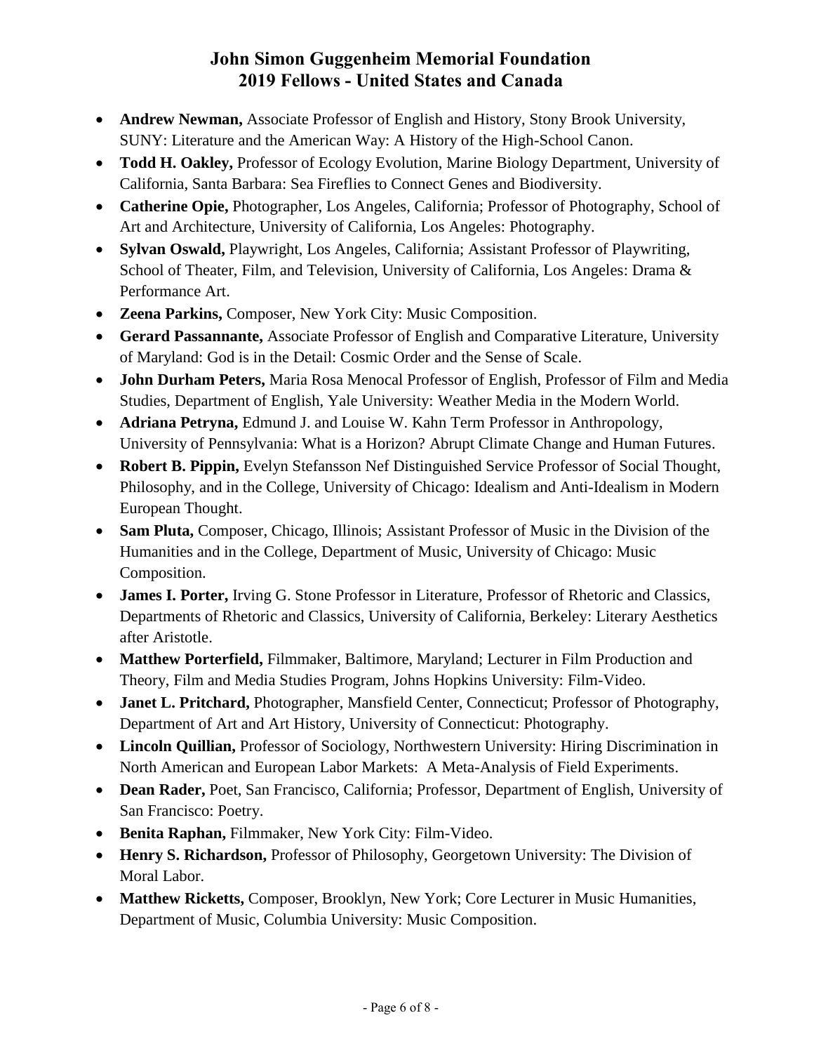# John Simon Guggenheim Memorial Foundation
# 2019 Fellows - United States and Canada

- **Andrew Newman,** Associate Professor of English and History, Stony Brook University, SUNY: Literature and the American Way: A History of the High-School Canon.
- **Todd H. Oakley,** Professor of Ecology Evolution, Marine Biology Department, University of California, Santa Barbara: Sea Fireflies to Connect Genes and Biodiversity.
- **Catherine Opie,** Photographer, Los Angeles, California; Professor of Photography, School of Art and Architecture, University of California, Los Angeles: Photography.
- **Sylvan Oswald,** Playwright, Los Angeles, California; Assistant Professor of Playwriting, School of Theater, Film, and Television, University of California, Los Angeles: Drama & Performance Art.
- **Zeena Parkins,** Composer, New York City: Music Composition.
- **Gerard Passannante,** Associate Professor of English and Comparative Literature, University of Maryland: God is in the Detail: Cosmic Order and the Sense of Scale.
- **John Durham Peters,** Maria Rosa Menocal Professor of English, Professor of Film and Media Studies, Department of English, Yale University: Weather Media in the Modern World.
- **Adriana Petryna,** Edmund J. and Louise W. Kahn Term Professor in Anthropology, University of Pennsylvania: What is a Horizon? Abrupt Climate Change and Human Futures.
- **Robert B. Pippin,** Evelyn Stefansson Nef Distinguished Service Professor of Social Thought, Philosophy, and in the College, University of Chicago: Idealism and Anti-Idealism in Modern European Thought.
- **Sam Pluta,** Composer, Chicago, Illinois; Assistant Professor of Music in the Division of the Humanities and in the College, Department of Music, University of Chicago: Music Composition.
- **James I. Porter,** Irving G. Stone Professor in Literature, Professor of Rhetoric and Classics, Departments of Rhetoric and Classics, University of California, Berkeley: Literary Aesthetics after Aristotle.
- **Matthew Porterfield,** Filmmaker, Baltimore, Maryland; Lecturer in Film Production and Theory, Film and Media Studies Program, Johns Hopkins University: Film-Video.
- **Janet L. Pritchard,** Photographer, Mansfield Center, Connecticut; Professor of Photography, Department of Art and Art History, University of Connecticut: Photography.
- **Lincoln Quillian,** Professor of Sociology, Northwestern University: Hiring Discrimination in North American and European Labor Markets: A Meta-Analysis of Field Experiments.
- **Dean Rader,** Poet, San Francisco, California; Professor, Department of English, University of San Francisco: Poetry.
- **Benita Raphan,** Filmmaker, New York City: Film-Video.
- **Henry S. Richardson,** Professor of Philosophy, Georgetown University: The Division of Moral Labor.
- **Matthew Ricketts,** Composer, Brooklyn, New York; Core Lecturer in Music Humanities, Department of Music, Columbia University: Music Composition.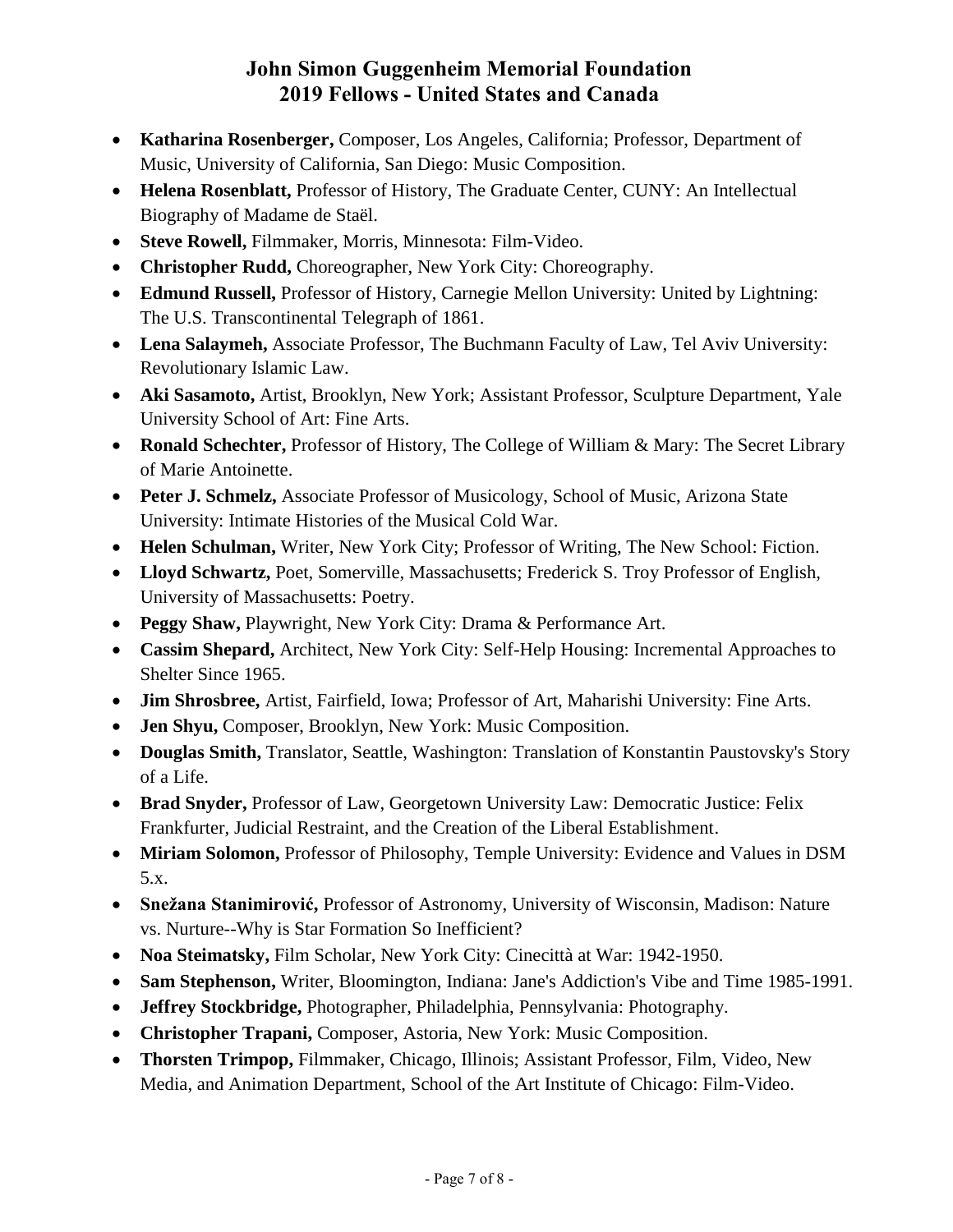# John Simon Guggenheim Memorial Foundation
# 2019 Fellows - United States and Canada

- **Katharina Rosenberger,** Composer, Los Angeles, California; Professor, Department of Music, University of California, San Diego: Music Composition.
- **Helena Rosenblatt,** Professor of History, The Graduate Center, CUNY: An Intellectual Biography of Madame de Staël.
- **Steve Rowell,** Filmmaker, Morris, Minnesota: Film-Video.
- **Christopher Rudd,** Choreographer, New York City: Choreography.
- **Edmund Russell,** Professor of History, Carnegie Mellon University: United by Lightning: The U.S. Transcontinental Telegraph of 1861.
- **Lena Salaymeh,** Associate Professor, The Buchmann Faculty of Law, Tel Aviv University: Revolutionary Islamic Law.
- **Aki Sasamoto,** Artist, Brooklyn, New York; Assistant Professor, Sculpture Department, Yale University School of Art: Fine Arts.
- **Ronald Schechter,** Professor of History, The College of William & Mary: The Secret Library of Marie Antoinette.
- **Peter J. Schmelz,** Associate Professor of Musicology, School of Music, Arizona State University: Intimate Histories of the Musical Cold War.
- **Helen Schulman,** Writer, New York City; Professor of Writing, The New School: Fiction.
- **Lloyd Schwartz,** Poet, Somerville, Massachusetts; Frederick S. Troy Professor of English, University of Massachusetts: Poetry.
- **Peggy Shaw,** Playwright, New York City: Drama & Performance Art.
- **Cassim Shepard,** Architect, New York City: Self-Help Housing: Incremental Approaches to Shelter Since 1965.
- **Jim Shrosbree,** Artist, Fairfield, Iowa; Professor of Art, Maharishi University: Fine Arts.
- **Jen Shyu,** Composer, Brooklyn, New York: Music Composition.
- **Douglas Smith,** Translator, Seattle, Washington: Translation of Konstantin Paustovsky's Story of a Life.
- **Brad Snyder,** Professor of Law, Georgetown University Law: Democratic Justice: Felix Frankfurter, Judicial Restraint, and the Creation of the Liberal Establishment.
- **Miriam Solomon,** Professor of Philosophy, Temple University: Evidence and Values in DSM 5.x.
- **Snežana Stanimirović,** Professor of Astronomy, University of Wisconsin, Madison: Nature vs. Nurture--Why is Star Formation So Inefficient?
- **Noa Steimatsky,** Film Scholar, New York City: Cinecittà at War: 1942-1950.
- **Sam Stephenson,** Writer, Bloomington, Indiana: Jane's Addiction's Vibe and Time 1985-1991.
- **Jeffrey Stockbridge,** Photographer, Philadelphia, Pennsylvania: Photography.
- **Christopher Trapani,** Composer, Astoria, New York: Music Composition.
- **Thorsten Trimpop,** Filmmaker, Chicago, Illinois; Assistant Professor, Film, Video, New Media, and Animation Department, School of the Art Institute of Chicago: Film-Video.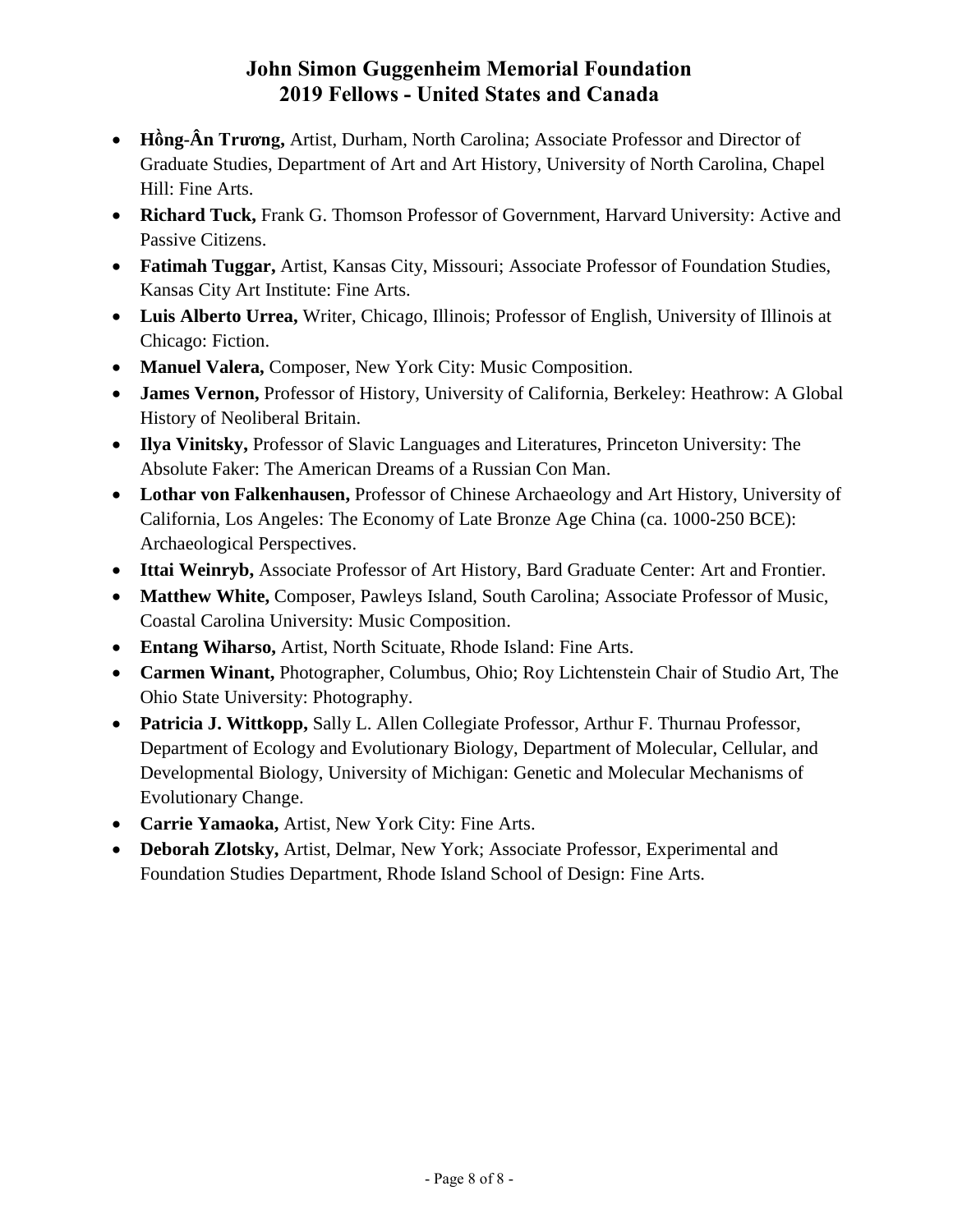# John Simon Guggenheim Memorial Foundation
## 2019 Fellows - United States and Canada

- **Hồng-Ân Trương,** Artist, Durham, North Carolina; Associate Professor and Director of Graduate Studies, Department of Art and Art History, University of North Carolina, Chapel Hill: Fine Arts.
- **Richard Tuck,** Frank G. Thomson Professor of Government, Harvard University: Active and Passive Citizens.
- **Fatimah Tuggar,** Artist, Kansas City, Missouri; Associate Professor of Foundation Studies, Kansas City Art Institute: Fine Arts.
- **Luis Alberto Urrea,** Writer, Chicago, Illinois; Professor of English, University of Illinois at Chicago: Fiction.
- **Manuel Valera,** Composer, New York City: Music Composition.
- **James Vernon,** Professor of History, University of California, Berkeley: Heathrow: A Global History of Neoliberal Britain.
- **Ilya Vinitsky,** Professor of Slavic Languages and Literatures, Princeton University: The Absolute Faker: The American Dreams of a Russian Con Man.
- **Lothar von Falkenhausen,** Professor of Chinese Archaeology and Art History, University of California, Los Angeles: The Economy of Late Bronze Age China (ca. 1000-250 BCE): Archaeological Perspectives.
- **Ittai Weinryb,** Associate Professor of Art History, Bard Graduate Center: Art and Frontier.
- **Matthew White,** Composer, Pawleys Island, South Carolina; Associate Professor of Music, Coastal Carolina University: Music Composition.
- **Entang Wiharso,** Artist, North Scituate, Rhode Island: Fine Arts.
- **Carmen Winant,** Photographer, Columbus, Ohio; Roy Lichtenstein Chair of Studio Art, The Ohio State University: Photography.
- **Patricia J. Wittkopp,** Sally L. Allen Collegiate Professor, Arthur F. Thurnau Professor, Department of Ecology and Evolutionary Biology, Department of Molecular, Cellular, and Developmental Biology, University of Michigan: Genetic and Molecular Mechanisms of Evolutionary Change.
- **Carrie Yamaoka,** Artist, New York City: Fine Arts.
- **Deborah Zlotsky,** Artist, Delmar, New York; Associate Professor, Experimental and Foundation Studies Department, Rhode Island School of Design: Fine Arts.